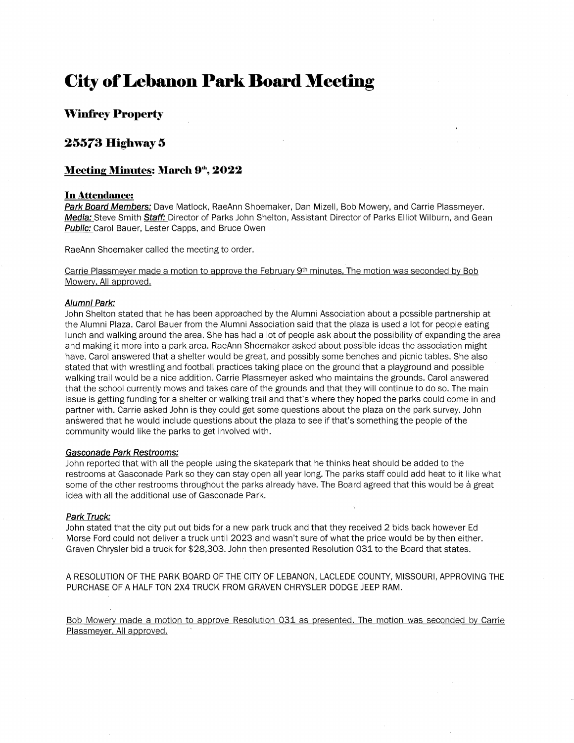# City of Lebanon Park Board Meeting

## Winfrey Property

## 25573 Highway 5

### Meeting Minutes: March 9th, 2022

**In Attendance:**
***Park Board Members:*** Dave Matlock, RaeAnn Shoemaker, Dan Mizell, Bob Mowery, and Carrie Plassmeyer.
***Media:*** Steve Smith ***Staff:*** Director of Parks John Shelton, Assistant Director of Parks Elliot Wilburn, and Gean
***Public:*** Carol Bauer, Lester Capps, and Bruce Owen

RaeAnn Shoemaker called the meeting to order.

Carrie Plassmeyer made a motion to approve the February 9th minutes. The motion was seconded by Bob Mowery. All approved.

***Alumni Park:***
John Shelton stated that he has been approached by the Alumni Association about a possible partnership at the Alumni Plaza. Carol Bauer from the Alumni Association said that the plaza is used a lot for people eating lunch and walking around the area. She has had a lot of people ask about the possibility of expanding the area and making it more into a park area. RaeAnn Shoemaker asked about possible ideas the association might have. Carol answered that a shelter would be great, and possibly some benches and picnic tables. She also stated that with wrestling and football practices taking place on the ground that a playground and possible walking trail would be a nice addition. Carrie Plassmeyer asked who maintains the grounds. Carol answered that the school currently mows and takes care of the grounds and that they will continue to do so. The main issue is getting funding for a shelter or walking trail and that's where they hoped the parks could come in and partner with. Carrie asked John is they could get some questions about the plaza on the park survey. John answered that he would include questions about the plaza to see if that's something the people of the community would like the parks to get involved with.

***Gasconade Park Restrooms:***
John reported that with all the people using the skatepark that he thinks heat should be added to the restrooms at Gasconade Park so they can stay open all year long. The parks staff could add heat to it like what some of the other restrooms throughout the parks already have. The Board agreed that this would be a great idea with all the additional use of Gasconade Park.

***Park Truck:***
John stated that the city put out bids for a new park truck and that they received 2 bids back however Ed Morse Ford could not deliver a truck until 2023 and wasn't sure of what the price would be by then either. Graven Chrysler bid a truck for $28,303. John then presented Resolution 031 to the Board that states.

A RESOLUTION OF THE PARK BOARD OF THE CITY OF LEBANON, LACLEDE COUNTY, MISSOURI, APPROVING THE PURCHASE OF A HALF TON 2X4 TRUCK FROM GRAVEN CHRYSLER DODGE JEEP RAM.

Bob Mowery made a motion to approve Resolution 031 as presented. The motion was seconded by Carrie Plassmeyer. All approved.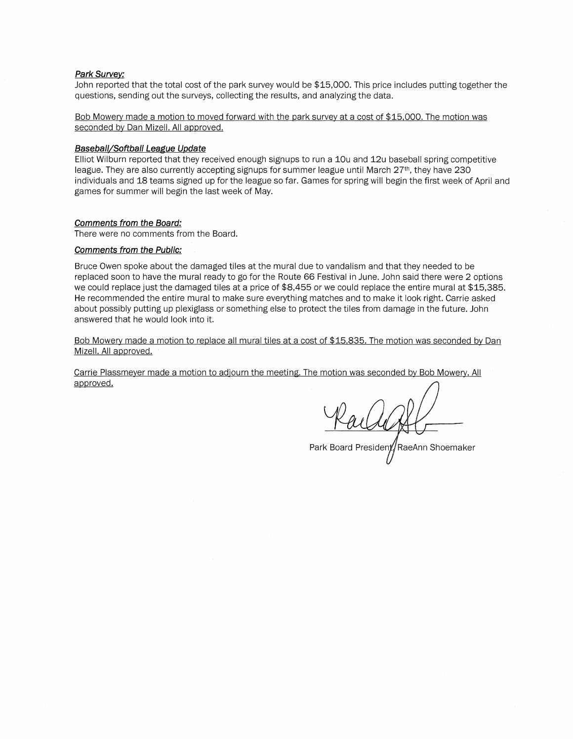***Park Survey:***

John reported that the total cost of the park survey would be $15,000. This price includes putting together the questions, sending out the surveys, collecting the results, and analyzing the data.

Bob Mowery made a motion to moved forward with the park survey at a cost of $15,000. The motion was seconded by Dan Mizell. All approved.

***Baseball/Softball League Update***

Elliot Wilburn reported that they received enough signups to run a 10u and 12u baseball spring competitive league. They are also currently accepting signups for summer league until March 27th, they have 230 individuals and 18 teams signed up for the league so far. Games for spring will begin the first week of April and games for summer will begin the last week of May.

***Comments from the Board:***

There were no comments from the Board.

***Comments from the Public:***

Bruce Owen spoke about the damaged tiles at the mural due to vandalism and that they needed to be replaced soon to have the mural ready to go for the Route 66 Festival in June. John said there were 2 options we could replace just the damaged tiles at a price of $8,455 or we could replace the entire mural at $15,385. He recommended the entire mural to make sure everything matches and to make it look right. Carrie asked about possibly putting up plexiglass or something else to protect the tiles from damage in the future. John answered that he would look into it.

Bob Mowery made a motion to replace all mural tiles at a cost of $15,835. The motion was seconded by Dan Mizell. All approved.

Carrie Plassmeyer made a motion to adjourn the meeting. The motion was seconded by Bob Mowery. All approved.

Park Board President, RaeAnn Shoemaker